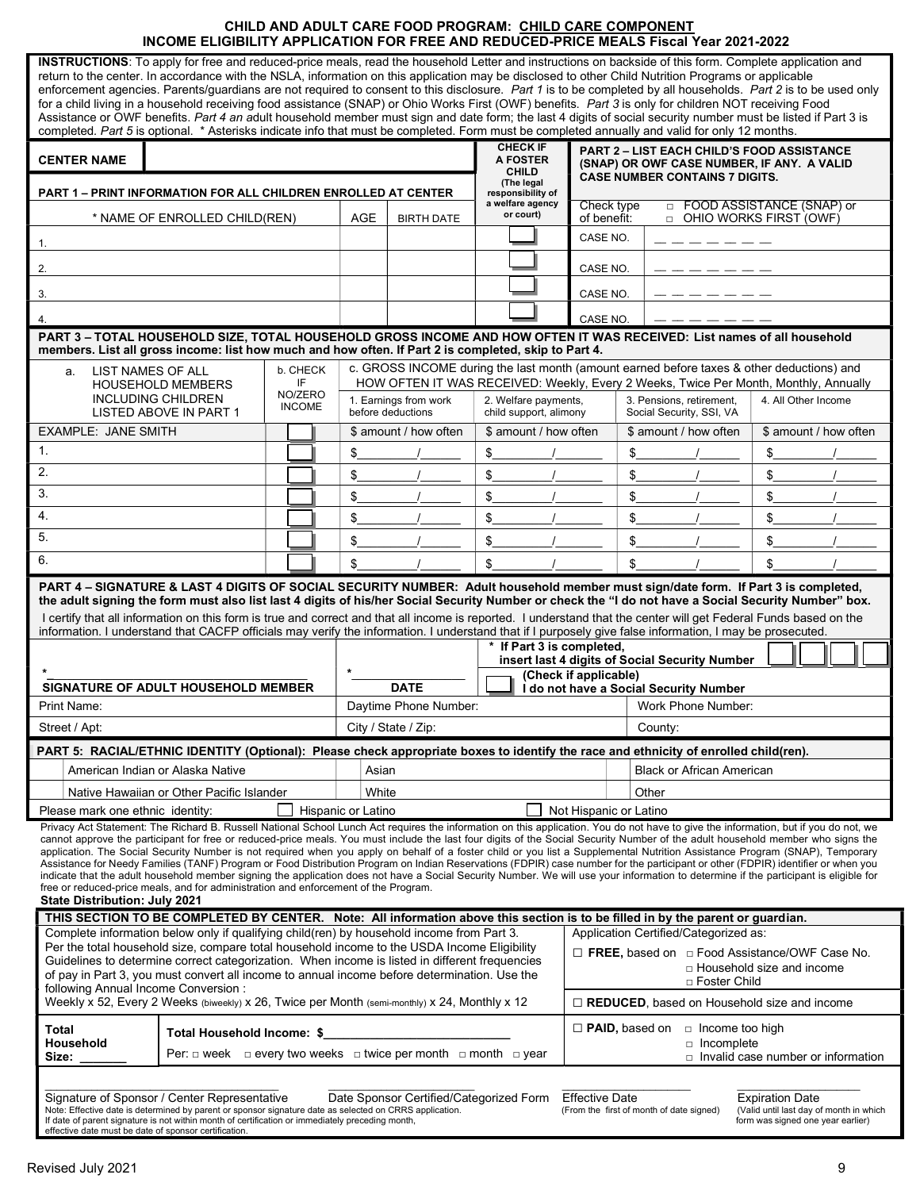# CHILD AND ADULT CARE FOOD PROGRAM: CHILD CARE COMPONENT
## INCOME ELIGIBILITY APPLICATION FOR FREE AND REDUCED-PRICE MEALS Fiscal Year 2021-2022

**INSTRUCTIONS**: To apply for free and reduced-price meals, read the household Letter and instructions on backside of this form. Complete application and return to the center. In accordance with the NSLA, information on this application may be disclosed to other Child Nutrition Programs or applicable enforcement agencies. Parents/guardians are not required to consent to this disclosure. *Part 1* is to be completed by all households. *Part 2* is to be used only for a child living in a household receiving food assistance (SNAP) or Ohio Works First (OWF) benefits. *Part 3* is only for children NOT receiving Food Assistance or OWF benefits. *Part 4 an a*dult household member must sign and date form; the last 4 digits of social security number must be listed if Part 3 is completed. *Part 5* is optional. * Asterisks indicate info that must be completed. Form must be completed annually and valid for only 12 months.

**CENTER NAME** ______________________

| **PART 1 – PRINT INFORMATION FOR ALL CHILDREN ENROLLED AT CENTER** | | | **CHECK IF A FOSTER CHILD** (The legal responsibility of a welfare agency or court) | **PART 2 – LIST EACH CHILD'S FOOD ASSISTANCE (SNAP) OR OWF CASE NUMBER, IF ANY. A VALID CASE NUMBER CONTAINS 7 DIGITS.** Check type of benefit: □ FOOD ASSISTANCE (SNAP) or □ OHIO WORKS FIRST (OWF) |
|---|---|---|---|---|
| * NAME OF ENROLLED CHILD(REN) | AGE | BIRTH DATE | | |
| 1. | | | ☐ | CASE NO. _ _ _ _ _ _ _ |
| 2. | | | ☐ | CASE NO. _ _ _ _ _ _ _ |
| 3. | | | ☐ | CASE NO. _ _ _ _ _ _ _ |
| 4. | | | ☐ | CASE NO. _ _ _ _ _ _ _ |

**PART 3 – TOTAL HOUSEHOLD SIZE, TOTAL HOUSEHOLD GROSS INCOME AND HOW OFTEN IT WAS RECEIVED: List names of all household members. List all gross income: list how much and how often. If Part 2 is completed, skip to Part 4.**

| a. LIST NAMES OF ALL HOUSEHOLD MEMBERS INCLUDING CHILDREN LISTED ABOVE IN PART 1 | b. CHECK IF NO/ZERO INCOME | c. GROSS INCOME during the last month (amount earned before taxes & other deductions) and HOW OFTEN IT WAS RECEIVED: Weekly, Every 2 Weeks, Twice Per Month, Monthly, Annually | | | |
|---|---|---|---|---|---|
| | | 1. Earnings from work before deductions | 2. Welfare payments, child support, alimony | 3. Pensions, retirement, Social Security, SSI, VA | 4. All Other Income |
| EXAMPLE: JANE SMITH | ☐ | $ amount / how often | $ amount / how often | $ amount / how often | $ amount / how often |
| 1. | ☐ | $_____/_____ | $_____/_____ | $_____/_____ | $_____/_____ |
| 2. | ☐ | $_____/_____ | $_____/_____ | $_____/_____ | $_____/_____ |
| 3. | ☐ | $_____/_____ | $_____/_____ | $_____/_____ | $_____/_____ |
| 4. | ☐ | $_____/_____ | $_____/_____ | $_____/_____ | $_____/_____ |
| 5. | ☐ | $_____/_____ | $_____/_____ | $_____/_____ | $_____/_____ |
| 6. | ☐ | $_____/_____ | $_____/_____ | $_____/_____ | $_____/_____ |

**PART 4 – SIGNATURE & LAST 4 DIGITS OF SOCIAL SECURITY NUMBER: Adult household member must sign/date form. If Part 3 is completed, the adult signing the form must also list last 4 digits of his/her Social Security Number or check the "I do not have a Social Security Number" box.**

I certify that all information on this form is true and correct and that all income is reported. I understand that the center will get Federal Funds based on the information. I understand that CACFP officials may verify the information. I understand that if I purposely give false information, I may be prosecuted.

| * ______________________ **SIGNATURE OF ADULT HOUSEHOLD MEMBER** | * ____________ **DATE** | **\* If Part 3 is completed, insert last 4 digits of Social Security Number** ☐☐☐☐ ☐ **(Check if applicable) I do not have a Social Security Number** |
|---|---|---|
| Print Name: | Daytime Phone Number: | Work Phone Number: |
| Street / Apt: | City / State / Zip: | County: |

**PART 5: RACIAL/ETHNIC IDENTITY (Optional): Please check appropriate boxes to identify the race and ethnicity of enrolled child(ren).**

| | | |
|---|---|---|
| ☐ American Indian or Alaska Native | ☐ Asian | ☐ Black or African American |
| ☐ Native Hawaiian or Other Pacific Islander | ☐ White | ☐ Other |

Please mark one ethnic identity: ☐ Hispanic or Latino ☐ Not Hispanic or Latino

Privacy Act Statement: The Richard B. Russell National School Lunch Act requires the information on this application. You do not have to give the information, but if you do not, we cannot approve the participant for free or reduced-price meals. You must include the last four digits of the Social Security Number of the adult household member who signs the application. The Social Security Number is not required when you apply on behalf of a foster child or you list a Supplemental Nutrition Assistance Program (SNAP), Temporary Assistance for Needy Families (TANF) Program or Food Distribution Program on Indian Reservations (FDPIR) case number for the participant or other (FDPIR) identifier or when you indicate that the adult household member signing the application does not have a Social Security Number. We will use your information to determine if the participant is eligible for free or reduced-price meals, and for administration and enforcement of the Program.

**State Distribution: July 2021**

**THIS SECTION TO BE COMPLETED BY CENTER. Note: All information above this section is to be filled in by the parent or guardian.**

| | |
|---|---|
| Complete information below only if qualifying child(ren) by household income from Part 3. Per the total household size, compare total household income to the USDA Income Eligibility Guidelines to determine correct categorization. When income is listed in different frequencies of pay in Part 3, you must convert all income to annual income before determination. Use the following Annual Income Conversion: Weekly x 52, Every 2 Weeks (biweekly) x 26, Twice per Month (semi-monthly) x 24, Monthly x 12 | Application Certified/Categorized as: ☐ **FREE,** based on □ Food Assistance/OWF Case No. □ Household size and income □ Foster Child ☐ **REDUCED**, based on Household size and income |
| **Total Household Size:** _______ **Total Household Income: $**__________________ Per: □ week □ every two weeks □ twice per month □ month □ year | ☐ **PAID,** based on □ Income too high □ Incomplete □ Invalid case number or information |

| ______________________ | ______________________ | ____________ | ____________ |
|---|---|---|---|
| Signature of Sponsor / Center Representative | Date Sponsor Certified/Categorized Form | Effective Date (From the first of month of date signed) | Expiration Date (Valid until last day of month in which form was signed one year earlier) |

Note: Effective date is determined by parent or sponsor signature date as selected on CRRS application. If date of parent signature is not within month of certification or immediately preceding month, effective date must be date of sponsor certification.

Revised July 2021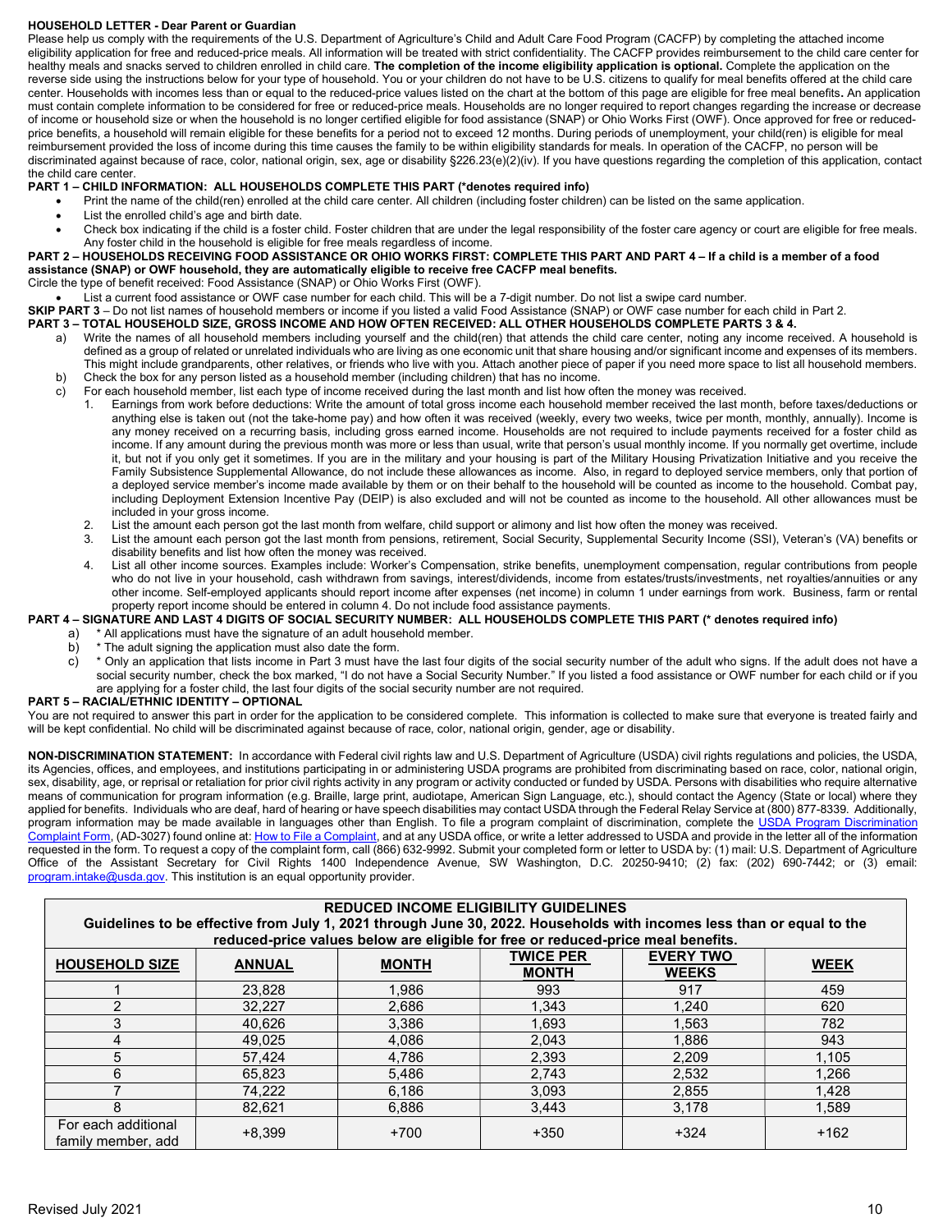**HOUSEHOLD LETTER - Dear Parent or Guardian**

Please help us comply with the requirements of the U.S. Department of Agriculture's Child and Adult Care Food Program (CACFP) by completing the attached income eligibility application for free and reduced-price meals. All information will be treated with strict confidentiality. The CACFP provides reimbursement to the child care center for healthy meals and snacks served to children enrolled in child care. **The completion of the income eligibility application is optional.** Complete the application on the reverse side using the instructions below for your type of household. You or your children do not have to be U.S. citizens to qualify for meal benefits offered at the child care center. Households with incomes less than or equal to the reduced-price values listed on the chart at the bottom of this page are eligible for free meal benefits**.** An application must contain complete information to be considered for free or reduced-price meals. Households are no longer required to report changes regarding the increase or decrease of income or household size or when the household is no longer certified eligible for food assistance (SNAP) or Ohio Works First (OWF). Once approved for free or reduced-price benefits, a household will remain eligible for these benefits for a period not to exceed 12 months. During periods of unemployment, your child(ren) is eligible for meal reimbursement provided the loss of income during this time causes the family to be within eligibility standards for meals. In operation of the CACFP, no person will be discriminated against because of race, color, national origin, sex, age or disability §226.23(e)(2)(iv). If you have questions regarding the completion of this application, contact the child care center.

**PART 1 – CHILD INFORMATION: ALL HOUSEHOLDS COMPLETE THIS PART (*denotes required info)**

- Print the name of the child(ren) enrolled at the child care center. All children (including foster children) can be listed on the same application.
- List the enrolled child's age and birth date.
- Check box indicating if the child is a foster child. Foster children that are under the legal responsibility of the foster care agency or court are eligible for free meals. Any foster child in the household is eligible for free meals regardless of income.

**PART 2 – HOUSEHOLDS RECEIVING FOOD ASSISTANCE OR OHIO WORKS FIRST: COMPLETE THIS PART AND PART 4 – If a child is a member of a food assistance (SNAP) or OWF household, they are automatically eligible to receive free CACFP meal benefits.**

Circle the type of benefit received: Food Assistance (SNAP) or Ohio Works First (OWF).

- List a current food assistance or OWF case number for each child. This will be a 7-digit number. Do not list a swipe card number.

**SKIP PART 3** – Do not list names of household members or income if you listed a valid Food Assistance (SNAP) or OWF case number for each child in Part 2.

**PART 3 – TOTAL HOUSEHOLD SIZE, GROSS INCOME AND HOW OFTEN RECEIVED: ALL OTHER HOUSEHOLDS COMPLETE PARTS 3 & 4.**

a) Write the names of all household members including yourself and the child(ren) that attends the child care center, noting any income received. A household is defined as a group of related or unrelated individuals who are living as one economic unit that share housing and/or significant income and expenses of its members. This might include grandparents, other relatives, or friends who live with you. Attach another piece of paper if you need more space to list all household members.

b) Check the box for any person listed as a household member (including children) that has no income.

c) For each household member, list each type of income received during the last month and list how often the money was received.

1. Earnings from work before deductions: Write the amount of total gross income each household member received the last month, before taxes/deductions or anything else is taken out (not the take-home pay) and how often it was received (weekly, every two weeks, twice per month, monthly, annually). Income is any money received on a recurring basis, including gross earned income. Households are not required to include payments received for a foster child as income. If any amount during the previous month was more or less than usual, write that person's usual monthly income. If you normally get overtime, include it, but not if you only get it sometimes. If you are in the military and your housing is part of the Military Housing Privatization Initiative and you receive the Family Subsistence Supplemental Allowance, do not include these allowances as income. Also, in regard to deployed service members, only that portion of a deployed service member's income made available by them or on their behalf to the household will be counted as income to the household. Combat pay, including Deployment Extension Incentive Pay (DEIP) is also excluded and will not be counted as income to the household. All other allowances must be included in your gross income.
2. List the amount each person got the last month from welfare, child support or alimony and list how often the money was received.
3. List the amount each person got the last month from pensions, retirement, Social Security, Supplemental Security Income (SSI), Veteran's (VA) benefits or disability benefits and list how often the money was received.
4. List all other income sources. Examples include: Worker's Compensation, strike benefits, unemployment compensation, regular contributions from people who do not live in your household, cash withdrawn from savings, interest/dividends, income from estates/trusts/investments, net royalties/annuities or any other income. Self-employed applicants should report income after expenses (net income) in column 1 under earnings from work. Business, farm or rental property report income should be entered in column 4. Do not include food assistance payments.

**PART 4 – SIGNATURE AND LAST 4 DIGITS OF SOCIAL SECURITY NUMBER: ALL HOUSEHOLDS COMPLETE THIS PART (* denotes required info)**

a) * All applications must have the signature of an adult household member.

b) * The adult signing the application must also date the form.

c) * Only an application that lists income in Part 3 must have the last four digits of the social security number of the adult who signs. If the adult does not have a social security number, check the box marked, "I do not have a Social Security Number." If you listed a food assistance or OWF number for each child or if you are applying for a foster child, the last four digits of the social security number are not required.

**PART 5 – RACIAL/ETHNIC IDENTITY – OPTIONAL**

You are not required to answer this part in order for the application to be considered complete. This information is collected to make sure that everyone is treated fairly and will be kept confidential. No child will be discriminated against because of race, color, national origin, gender, age or disability.

**NON-DISCRIMINATION STATEMENT:** In accordance with Federal civil rights law and U.S. Department of Agriculture (USDA) civil rights regulations and policies, the USDA, its Agencies, offices, and employees, and institutions participating in or administering USDA programs are prohibited from discriminating based on race, color, national origin, sex, disability, age, or reprisal or retaliation for prior civil rights activity in any program or activity conducted or funded by USDA. Persons with disabilities who require alternative means of communication for program information (e.g. Braille, large print, audiotape, American Sign Language, etc.), should contact the Agency (State or local) where they applied for benefits. Individuals who are deaf, hard of hearing or have speech disabilities may contact USDA through the Federal Relay Service at (800) 877-8339. Additionally, program information may be made available in languages other than English. To file a program complaint of discrimination, complete the USDA Program Discrimination Complaint Form, (AD-3027) found online at: How to File a Complaint, and at any USDA office, or write a letter addressed to USDA and provide in the letter all of the information requested in the form. To request a copy of the complaint form, call (866) 632-9992. Submit your completed form or letter to USDA by: (1) mail: U.S. Department of Agriculture Office of the Assistant Secretary for Civil Rights 1400 Independence Avenue, SW Washington, D.C. 20250-9410; (2) fax: (202) 690-7442; or (3) email: program.intake@usda.gov. This institution is an equal opportunity provider.

**REDUCED INCOME ELIGIBILITY GUIDELINES**

**Guidelines to be effective from July 1, 2021 through June 30, 2022. Households with incomes less than or equal to the reduced-price values below are eligible for free or reduced-price meal benefits.**

| HOUSEHOLD SIZE | ANNUAL | MONTH | TWICE PER MONTH | EVERY TWO WEEKS | WEEK |
|---|---|---|---|---|---|
| 1 | 23,828 | 1,986 | 993 | 917 | 459 |
| 2 | 32,227 | 2,686 | 1,343 | 1,240 | 620 |
| 3 | 40,626 | 3,386 | 1,693 | 1,563 | 782 |
| 4 | 49,025 | 4,086 | 2,043 | 1,886 | 943 |
| 5 | 57,424 | 4,786 | 2,393 | 2,209 | 1,105 |
| 6 | 65,823 | 5,486 | 2,743 | 2,532 | 1,266 |
| 7 | 74,222 | 6,186 | 3,093 | 2,855 | 1,428 |
| 8 | 82,621 | 6,886 | 3,443 | 3,178 | 1,589 |
| For each additional family member, add | +8,399 | +700 | +350 | +324 | +162 |

Revised July 2021